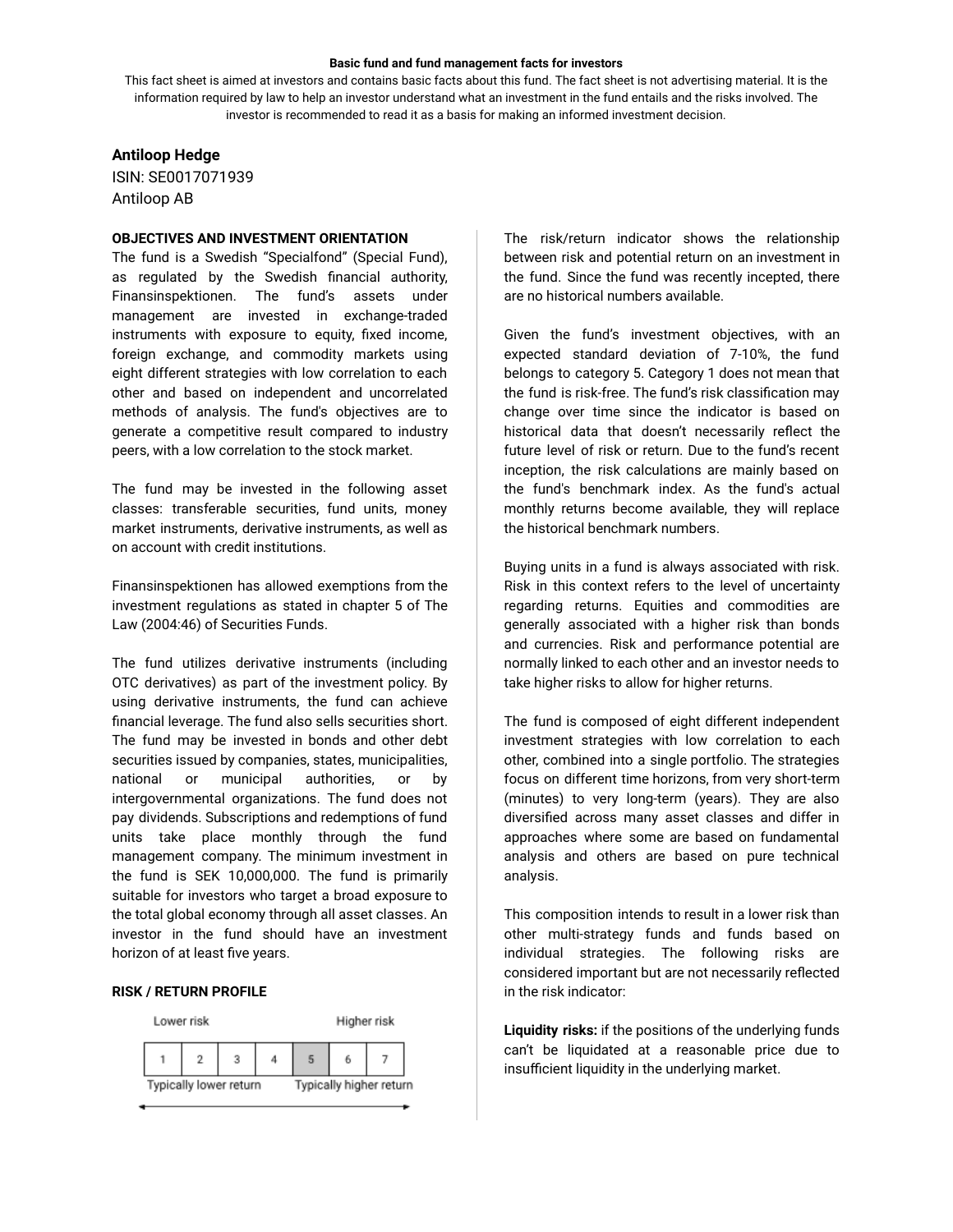**Basic fund and fund management facts for investors**

This fact sheet is aimed at investors and contains basic facts about this fund. The fact sheet is not advertising material. It is the information required by law to help an investor understand what an investment in the fund entails and the risks involved. The investor is recommended to read it as a basis for making an informed investment decision.

**Antiloop Hedge**
ISIN: SE0017071939
Antiloop AB

**OBJECTIVES AND INVESTMENT ORIENTATION**

The fund is a Swedish "Specialfond" (Special Fund), as regulated by the Swedish financial authority, Finansinspektionen. The fund's assets under management are invested in exchange-traded instruments with exposure to equity, fixed income, foreign exchange, and commodity markets using eight different strategies with low correlation to each other and based on independent and uncorrelated methods of analysis. The fund's objectives are to generate a competitive result compared to industry peers, with a low correlation to the stock market.

The fund may be invested in the following asset classes: transferable securities, fund units, money market instruments, derivative instruments, as well as on account with credit institutions.

Finansinspektionen has allowed exemptions from the investment regulations as stated in chapter 5 of The Law (2004:46) of Securities Funds.

The fund utilizes derivative instruments (including OTC derivatives) as part of the investment policy. By using derivative instruments, the fund can achieve financial leverage. The fund also sells securities short. The fund may be invested in bonds and other debt securities issued by companies, states, municipalities, national or municipal authorities, or by intergovernmental organizations. The fund does not pay dividends. Subscriptions and redemptions of fund units take place monthly through the fund management company. The minimum investment in the fund is SEK 10,000,000. The fund is primarily suitable for investors who target a broad exposure to the total global economy through all asset classes. An investor in the fund should have an investment horizon of at least five years.

**RISK / RETURN PROFILE**

Lower risk — Higher risk

| 1 | 2 | 3 | 4 | **5** | 6 | 7 |
|---|---|---|---|---|---|---|

Typically lower return — Typically higher return

The risk/return indicator shows the relationship between risk and potential return on an investment in the fund. Since the fund was recently incepted, there are no historical numbers available.

Given the fund's investment objectives, with an expected standard deviation of 7-10%, the fund belongs to category 5. Category 1 does not mean that the fund is risk-free. The fund's risk classification may change over time since the indicator is based on historical data that doesn't necessarily reflect the future level of risk or return. Due to the fund's recent inception, the risk calculations are mainly based on the fund's benchmark index. As the fund's actual monthly returns become available, they will replace the historical benchmark numbers.

Buying units in a fund is always associated with risk. Risk in this context refers to the level of uncertainty regarding returns. Equities and commodities are generally associated with a higher risk than bonds and currencies. Risk and performance potential are normally linked to each other and an investor needs to take higher risks to allow for higher returns.

The fund is composed of eight different independent investment strategies with low correlation to each other, combined into a single portfolio. The strategies focus on different time horizons, from very short-term (minutes) to very long-term (years). They are also diversified across many asset classes and differ in approaches where some are based on fundamental analysis and others are based on pure technical analysis.

This composition intends to result in a lower risk than other multi-strategy funds and funds based on individual strategies. The following risks are considered important but are not necessarily reflected in the risk indicator:

**Liquidity risks:** if the positions of the underlying funds can't be liquidated at a reasonable price due to insufficient liquidity in the underlying market.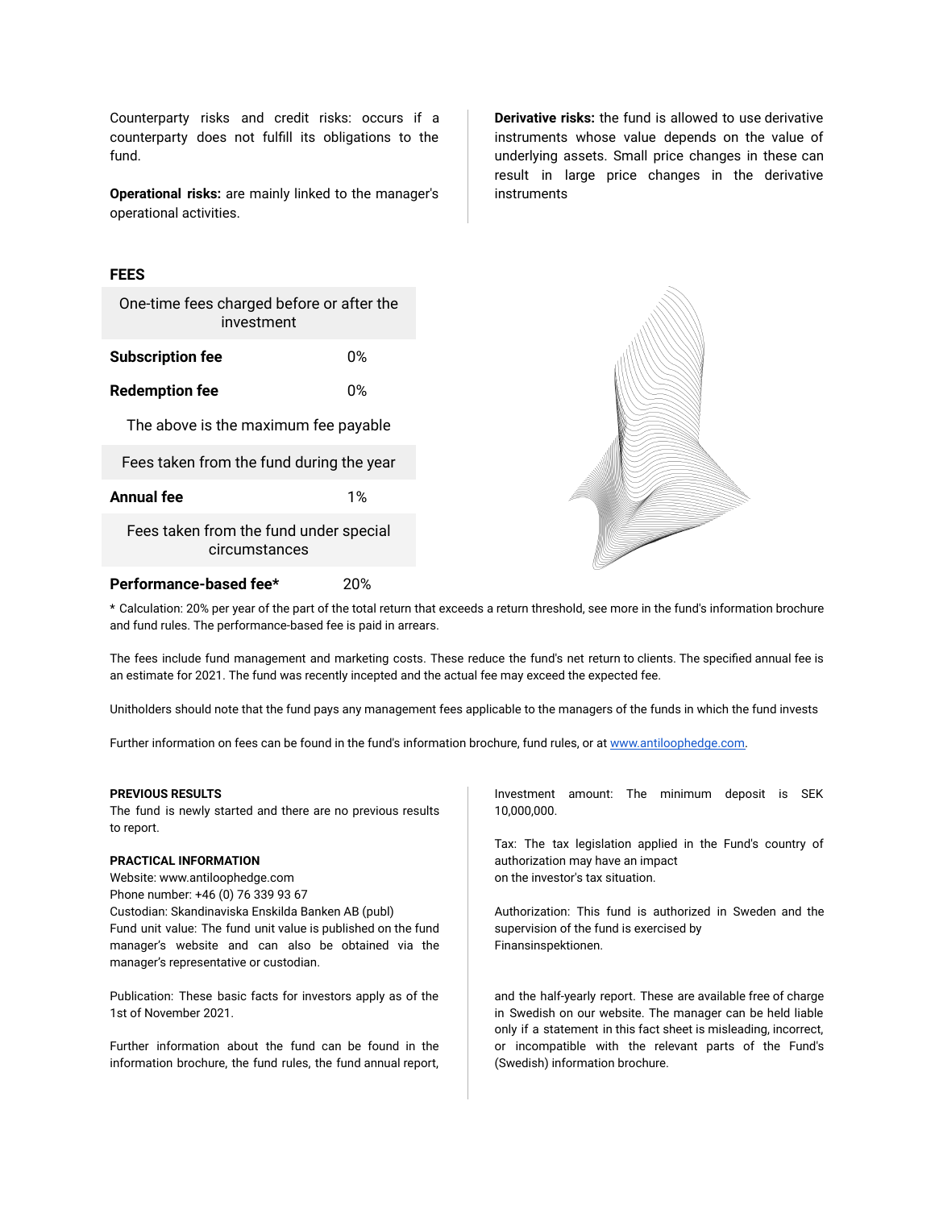Counterparty risks and credit risks: occurs if a counterparty does not fulfill its obligations to the fund.

**Operational risks:** are mainly linked to the manager's operational activities.

**Derivative risks:** the fund is allowed to use derivative instruments whose value depends on the value of underlying assets. Small price changes in these can result in large price changes in the derivative instruments

## FEES

| | |
|---|---|
| One-time fees charged before or after the investment | |
| **Subscription fee** | 0% |
| **Redemption fee** | 0% |
| The above is the maximum fee payable | |
| Fees taken from the fund during the year | |
| **Annual fee** | 1% |
| Fees taken from the fund under special circumstances | |
| **Performance-based fee*** | 20% |

* Calculation: 20% per year of the part of the total return that exceeds a return threshold, see more in the fund's information brochure and fund rules. The performance-based fee is paid in arrears.

The fees include fund management and marketing costs. These reduce the fund's net return to clients. The specified annual fee is an estimate for 2021. The fund was recently incepted and the actual fee may exceed the expected fee.

Unitholders should note that the fund pays any management fees applicable to the managers of the funds in which the fund invests

Further information on fees can be found in the fund's information brochure, fund rules, or at www.antiloophedge.com.

**PREVIOUS RESULTS**
The fund is newly started and there are no previous results to report.

**PRACTICAL INFORMATION**
Website: www.antiloophedge.com
Phone number: +46 (0) 76 339 93 67
Custodian: Skandinaviska Enskilda Banken AB (publ)
Fund unit value: The fund unit value is published on the fund manager's website and can also be obtained via the manager's representative or custodian.

Publication: These basic facts for investors apply as of the 1st of November 2021.

Further information about the fund can be found in the information brochure, the fund rules, the fund annual report, and the half-yearly report. These are available free of charge in Swedish on our website. The manager can be held liable only if a statement in this fact sheet is misleading, incorrect, or incompatible with the relevant parts of the Fund's (Swedish) information brochure.

Investment amount: The minimum deposit is SEK 10,000,000.

Tax: The tax legislation applied in the Fund's country of authorization may have an impact on the investor's tax situation.

Authorization: This fund is authorized in Sweden and the supervision of the fund is exercised by Finansinspektionen.